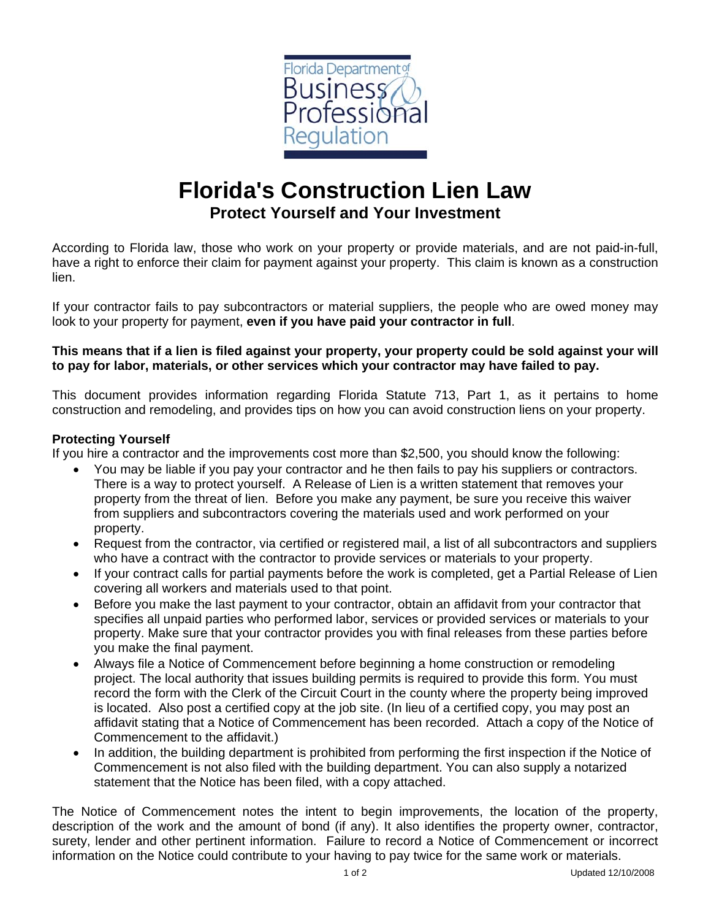Florida Department of Business & Professional Regulation

# Florida's Construction Lien Law

## Protect Yourself and Your Investment

According to Florida law, those who work on your property or provide materials, and are not paid-in-full, have a right to enforce their claim for payment against your property. This claim is known as a construction lien.

If your contractor fails to pay subcontractors or material suppliers, the people who are owed money may look to your property for payment, **even if you have paid your contractor in full**.

**This means that if a lien is filed against your property, your property could be sold against your will to pay for labor, materials, or other services which your contractor may have failed to pay.**

This document provides information regarding Florida Statute 713, Part 1, as it pertains to home construction and remodeling, and provides tips on how you can avoid construction liens on your property.

### Protecting Yourself

If you hire a contractor and the improvements cost more than $2,500, you should know the following:

- You may be liable if you pay your contractor and he then fails to pay his suppliers or contractors. There is a way to protect yourself. A Release of Lien is a written statement that removes your property from the threat of lien. Before you make any payment, be sure you receive this waiver from suppliers and subcontractors covering the materials used and work performed on your property.
- Request from the contractor, via certified or registered mail, a list of all subcontractors and suppliers who have a contract with the contractor to provide services or materials to your property.
- If your contract calls for partial payments before the work is completed, get a Partial Release of Lien covering all workers and materials used to that point.
- Before you make the last payment to your contractor, obtain an affidavit from your contractor that specifies all unpaid parties who performed labor, services or provided services or materials to your property. Make sure that your contractor provides you with final releases from these parties before you make the final payment.
- Always file a Notice of Commencement before beginning a home construction or remodeling project. The local authority that issues building permits is required to provide this form. You must record the form with the Clerk of the Circuit Court in the county where the property being improved is located. Also post a certified copy at the job site. (In lieu of a certified copy, you may post an affidavit stating that a Notice of Commencement has been recorded. Attach a copy of the Notice of Commencement to the affidavit.)
- In addition, the building department is prohibited from performing the first inspection if the Notice of Commencement is not also filed with the building department. You can also supply a notarized statement that the Notice has been filed, with a copy attached.

The Notice of Commencement notes the intent to begin improvements, the location of the property, description of the work and the amount of bond (if any). It also identifies the property owner, contractor, surety, lender and other pertinent information. Failure to record a Notice of Commencement or incorrect information on the Notice could contribute to your having to pay twice for the same work or materials.

Updated 12/10/2008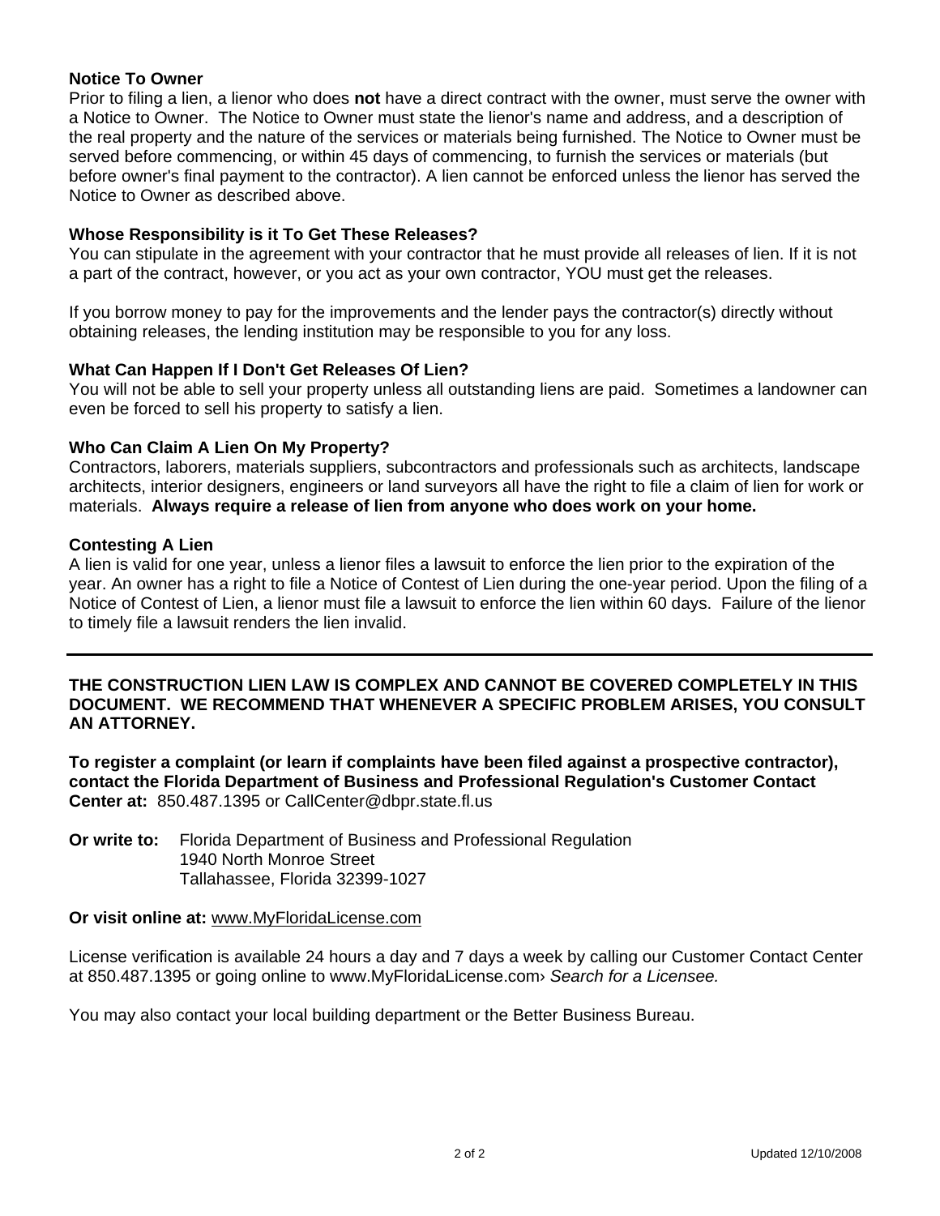## Notice To Owner

Prior to filing a lien, a lienor who does **not** have a direct contract with the owner, must serve the owner with a Notice to Owner. The Notice to Owner must state the lienor's name and address, and a description of the real property and the nature of the services or materials being furnished. The Notice to Owner must be served before commencing, or within 45 days of commencing, to furnish the services or materials (but before owner's final payment to the contractor). A lien cannot be enforced unless the lienor has served the Notice to Owner as described above.

## Whose Responsibility is it To Get These Releases?

You can stipulate in the agreement with your contractor that he must provide all releases of lien. If it is not a part of the contract, however, or you act as your own contractor, YOU must get the releases.

If you borrow money to pay for the improvements and the lender pays the contractor(s) directly without obtaining releases, the lending institution may be responsible to you for any loss.

## What Can Happen If I Don't Get Releases Of Lien?

You will not be able to sell your property unless all outstanding liens are paid. Sometimes a landowner can even be forced to sell his property to satisfy a lien.

## Who Can Claim A Lien On My Property?

Contractors, laborers, materials suppliers, subcontractors and professionals such as architects, landscape architects, interior designers, engineers or land surveyors all have the right to file a claim of lien for work or materials. **Always require a release of lien from anyone who does work on your home.**

## Contesting A Lien

A lien is valid for one year, unless a lienor files a lawsuit to enforce the lien prior to the expiration of the year. An owner has a right to file a Notice of Contest of Lien during the one-year period. Upon the filing of a Notice of Contest of Lien, a lienor must file a lawsuit to enforce the lien within 60 days. Failure of the lienor to timely file a lawsuit renders the lien invalid.

---

**THE CONSTRUCTION LIEN LAW IS COMPLEX AND CANNOT BE COVERED COMPLETELY IN THIS DOCUMENT. WE RECOMMEND THAT WHENEVER A SPECIFIC PROBLEM ARISES, YOU CONSULT AN ATTORNEY.**

**To register a complaint (or learn if complaints have been filed against a prospective contractor), contact the Florida Department of Business and Professional Regulation's Customer Contact Center at:** 850.487.1395 or CallCenter@dbpr.state.fl.us

**Or write to:** Florida Department of Business and Professional Regulation
1940 North Monroe Street
Tallahassee, Florida 32399-1027

**Or visit online at:** www.MyFloridaLicense.com

License verification is available 24 hours a day and 7 days a week by calling our Customer Contact Center at 850.487.1395 or going online to www.MyFloridaLicense.com› *Search for a Licensee.*

You may also contact your local building department or the Better Business Bureau.

Updated 12/10/2008